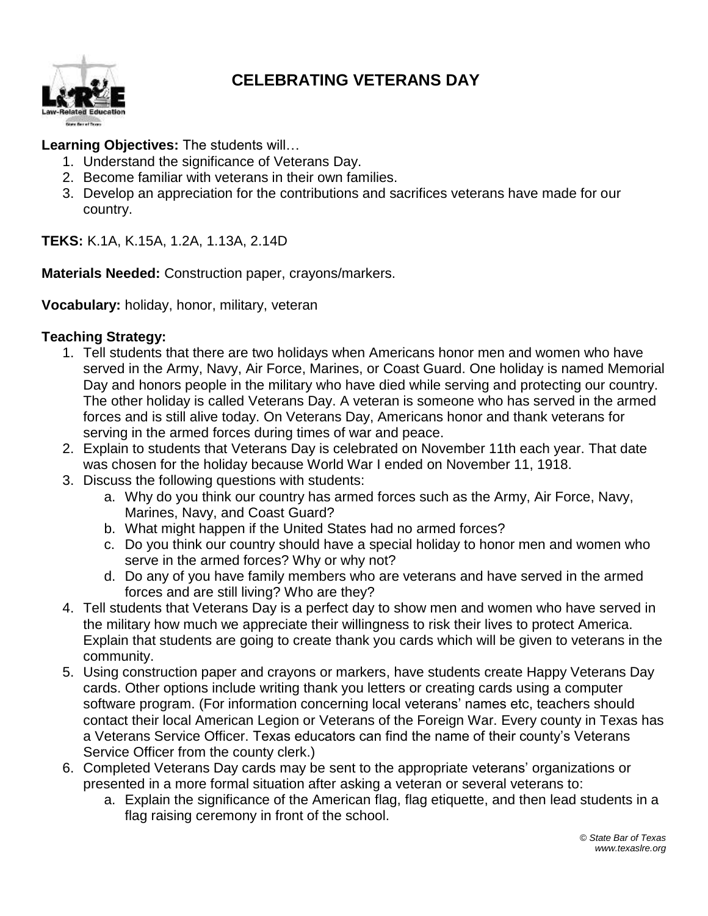# CELEBRATING VETERANS DAY

**Learning Objectives:** The students will…

1. Understand the significance of Veterans Day.
2. Become familiar with veterans in their own families.
3. Develop an appreciation for the contributions and sacrifices veterans have made for our country.

**TEKS:** K.1A, K.15A, 1.2A, 1.13A, 2.14D

**Materials Needed:** Construction paper, crayons/markers.

**Vocabulary:** holiday, honor, military, veteran

**Teaching Strategy:**

1. Tell students that there are two holidays when Americans honor men and women who have served in the Army, Navy, Air Force, Marines, or Coast Guard. One holiday is named Memorial Day and honors people in the military who have died while serving and protecting our country. The other holiday is called Veterans Day. A veteran is someone who has served in the armed forces and is still alive today. On Veterans Day, Americans honor and thank veterans for serving in the armed forces during times of war and peace.
2. Explain to students that Veterans Day is celebrated on November 11th each year. That date was chosen for the holiday because World War I ended on November 11, 1918.
3. Discuss the following questions with students:
   a. Why do you think our country has armed forces such as the Army, Air Force, Navy, Marines, Navy, and Coast Guard?
   b. What might happen if the United States had no armed forces?
   c. Do you think our country should have a special holiday to honor men and women who serve in the armed forces? Why or why not?
   d. Do any of you have family members who are veterans and have served in the armed forces and are still living? Who are they?
4. Tell students that Veterans Day is a perfect day to show men and women who have served in the military how much we appreciate their willingness to risk their lives to protect America. Explain that students are going to create thank you cards which will be given to veterans in the community.
5. Using construction paper and crayons or markers, have students create Happy Veterans Day cards. Other options include writing thank you letters or creating cards using a computer software program. (For information concerning local veterans' names etc, teachers should contact their local American Legion or Veterans of the Foreign War. Every county in Texas has a Veterans Service Officer. Texas educators can find the name of their county's Veterans Service Officer from the county clerk.)
6. Completed Veterans Day cards may be sent to the appropriate veterans' organizations or presented in a more formal situation after asking a veteran or several veterans to:
   a. Explain the significance of the American flag, flag etiquette, and then lead students in a flag raising ceremony in front of the school.

*© State Bar of Texas*
*www.texaslre.org*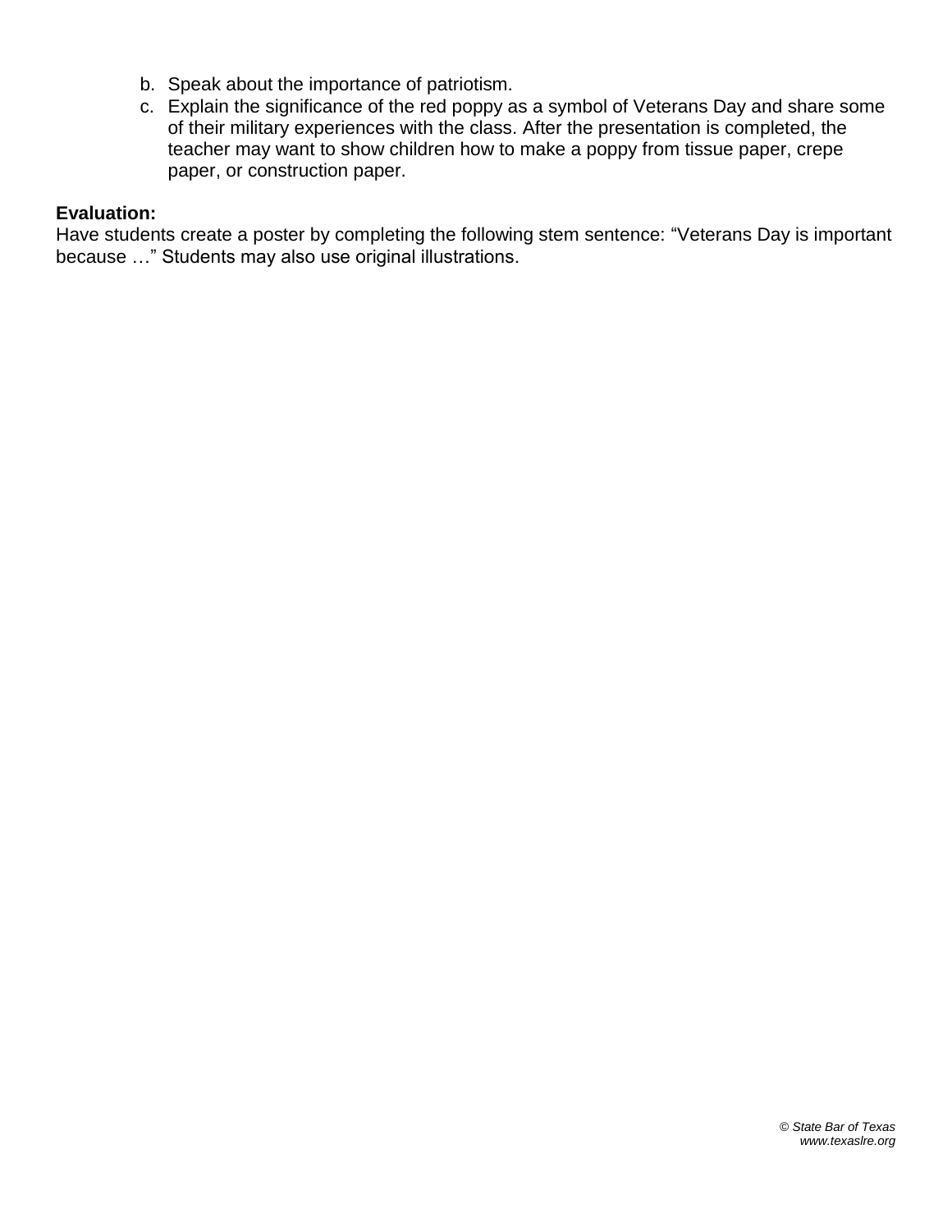b. Speak about the importance of patriotism.
c. Explain the significance of the red poppy as a symbol of Veterans Day and share some of their military experiences with the class. After the presentation is completed, the teacher may want to show children how to make a poppy from tissue paper, crepe paper, or construction paper.

**Evaluation:**
Have students create a poster by completing the following stem sentence: “Veterans Day is important because …” Students may also use original illustrations.